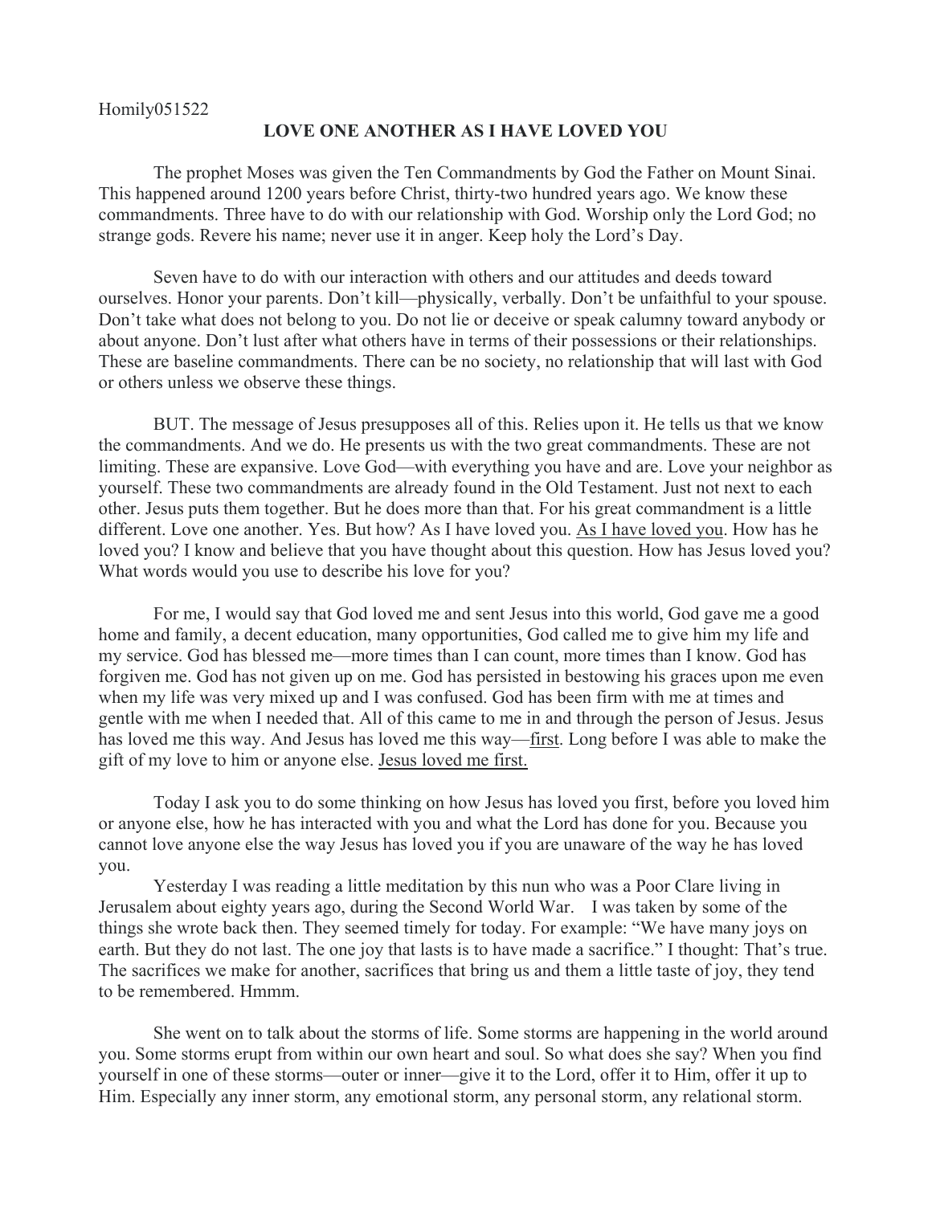Homily051522

# LOVE ONE ANOTHER AS I HAVE LOVED YOU

The prophet Moses was given the Ten Commandments by God the Father on Mount Sinai. This happened around 1200 years before Christ, thirty-two hundred years ago. We know these commandments. Three have to do with our relationship with God. Worship only the Lord God; no strange gods. Revere his name; never use it in anger. Keep holy the Lord's Day.

Seven have to do with our interaction with others and our attitudes and deeds toward ourselves. Honor your parents. Don't kill—physically, verbally. Don't be unfaithful to your spouse. Don't take what does not belong to you. Do not lie or deceive or speak calumny toward anybody or about anyone. Don't lust after what others have in terms of their possessions or their relationships. These are baseline commandments. There can be no society, no relationship that will last with God or others unless we observe these things.

BUT. The message of Jesus presupposes all of this. Relies upon it. He tells us that we know the commandments. And we do. He presents us with the two great commandments. These are not limiting. These are expansive. Love God—with everything you have and are. Love your neighbor as yourself. These two commandments are already found in the Old Testament. Just not next to each other. Jesus puts them together. But he does more than that. For his great commandment is a little different. Love one another. Yes. But how? As I have loved you. <u>As I have loved you</u>. How has he loved you? I know and believe that you have thought about this question. How has Jesus loved you? What words would you use to describe his love for you?

For me, I would say that God loved me and sent Jesus into this world, God gave me a good home and family, a decent education, many opportunities, God called me to give him my life and my service. God has blessed me—more times than I can count, more times than I know. God has forgiven me. God has not given up on me. God has persisted in bestowing his graces upon me even when my life was very mixed up and I was confused. God has been firm with me at times and gentle with me when I needed that. All of this came to me in and through the person of Jesus. Jesus has loved me this way. And Jesus has loved me this way—<u>first</u>. Long before I was able to make the gift of my love to him or anyone else. <u>Jesus loved me first.</u>

Today I ask you to do some thinking on how Jesus has loved you first, before you loved him or anyone else, how he has interacted with you and what the Lord has done for you. Because you cannot love anyone else the way Jesus has loved you if you are unaware of the way he has loved you.

Yesterday I was reading a little meditation by this nun who was a Poor Clare living in Jerusalem about eighty years ago, during the Second World War. I was taken by some of the things she wrote back then. They seemed timely for today. For example: "We have many joys on earth. But they do not last. The one joy that lasts is to have made a sacrifice." I thought: That's true. The sacrifices we make for another, sacrifices that bring us and them a little taste of joy, they tend to be remembered. Hmmm.

She went on to talk about the storms of life. Some storms are happening in the world around you. Some storms erupt from within our own heart and soul. So what does she say? When you find yourself in one of these storms—outer or inner—give it to the Lord, offer it to Him, offer it up to Him. Especially any inner storm, any emotional storm, any personal storm, any relational storm.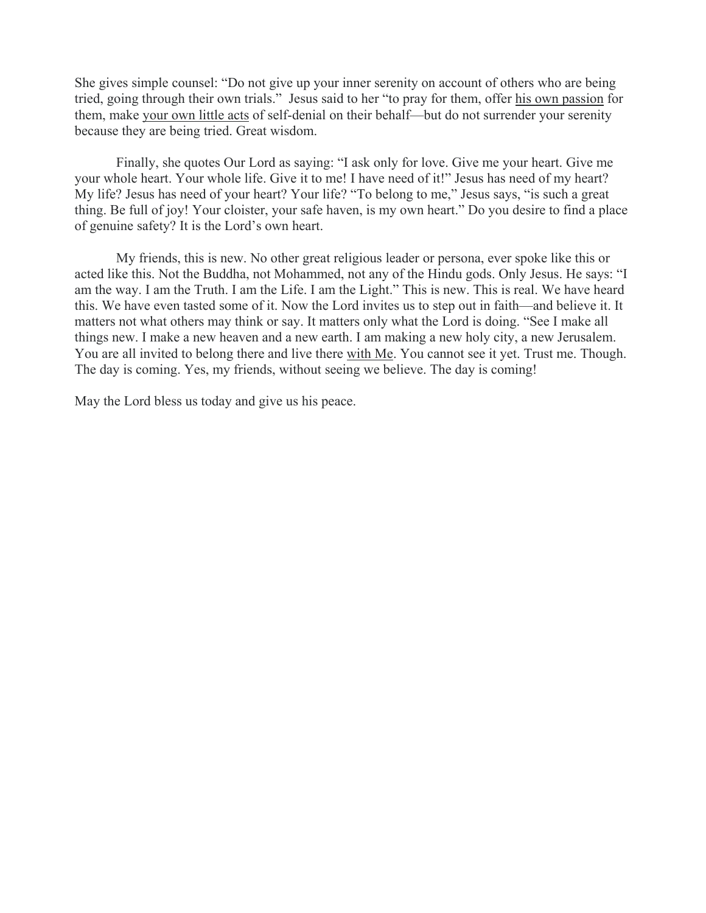She gives simple counsel: "Do not give up your inner serenity on account of others who are being tried, going through their own trials." Jesus said to her "to pray for them, offer <u>his own passion</u> for them, make <u>your own little acts</u> of self-denial on their behalf—but do not surrender your serenity because they are being tried. Great wisdom.

Finally, she quotes Our Lord as saying: "I ask only for love. Give me your heart. Give me your whole heart. Your whole life. Give it to me! I have need of it!" Jesus has need of my heart? My life? Jesus has need of your heart? Your life? "To belong to me," Jesus says, "is such a great thing. Be full of joy! Your cloister, your safe haven, is my own heart." Do you desire to find a place of genuine safety? It is the Lord's own heart.

My friends, this is new. No other great religious leader or persona, ever spoke like this or acted like this. Not the Buddha, not Mohammed, not any of the Hindu gods. Only Jesus. He says: "I am the way. I am the Truth. I am the Life. I am the Light." This is new. This is real. We have heard this. We have even tasted some of it. Now the Lord invites us to step out in faith—and believe it. It matters not what others may think or say. It matters only what the Lord is doing. "See I make all things new. I make a new heaven and a new earth. I am making a new holy city, a new Jerusalem. You are all invited to belong there and live there <u>with Me</u>. You cannot see it yet. Trust me. Though. The day is coming. Yes, my friends, without seeing we believe. The day is coming!

May the Lord bless us today and give us his peace.